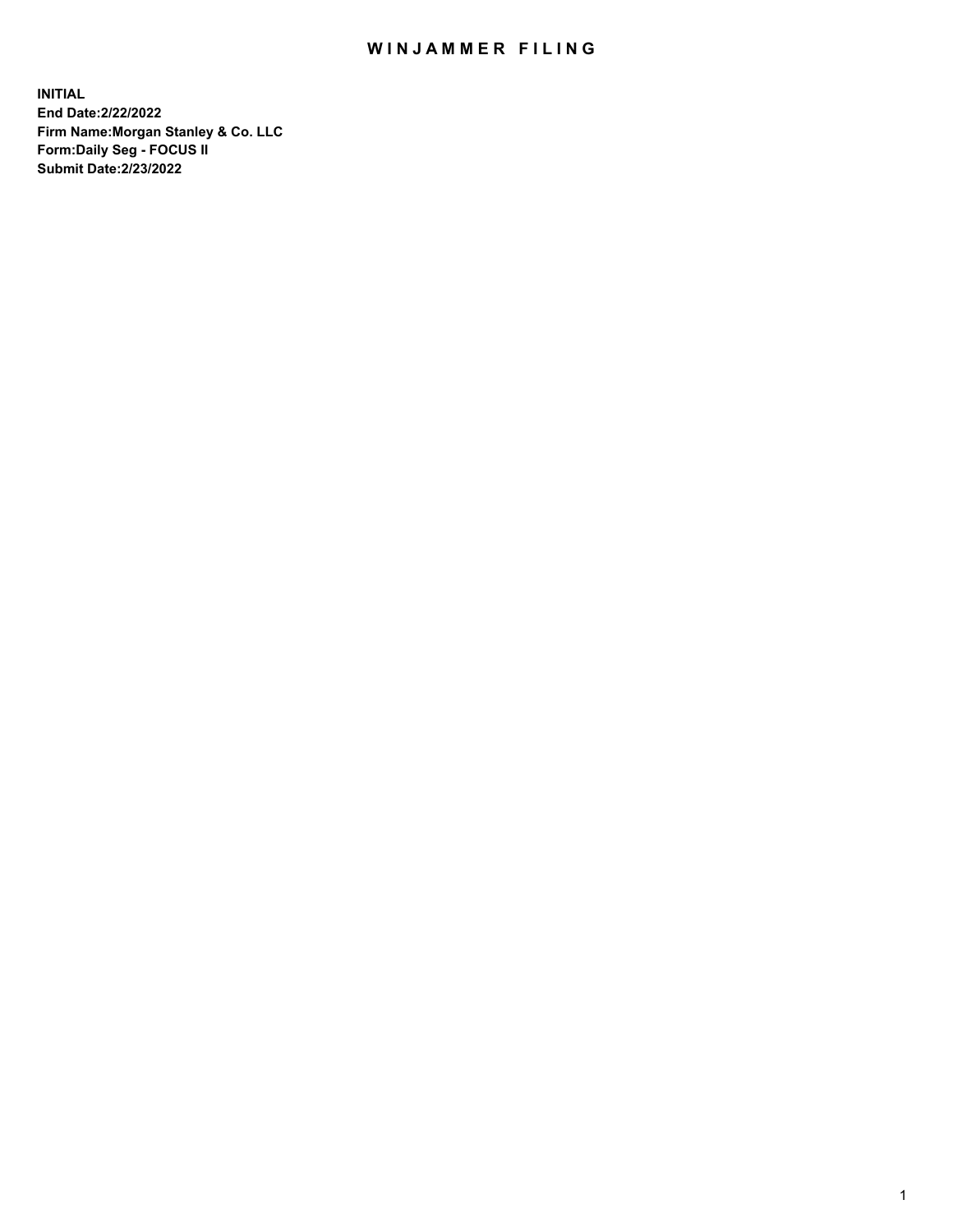# WINJAMMER FILING

**INITIAL**
**End Date:2/22/2022**
**Firm Name:Morgan Stanley & Co. LLC**
**Form:Daily Seg - FOCUS II**
**Submit Date:2/23/2022**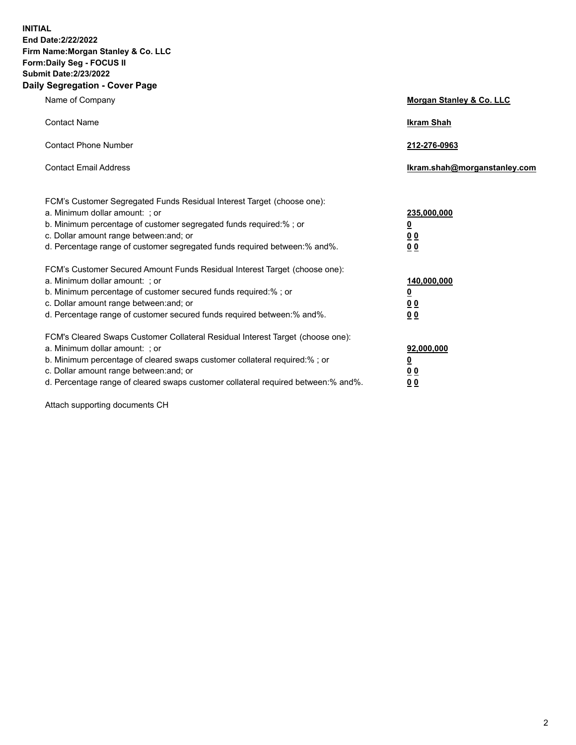**INITIAL**
**End Date:2/22/2022**
**Firm Name:Morgan Stanley & Co. LLC**
**Form:Daily Seg - FOCUS II**
**Submit Date:2/23/2022**

## Daily Segregation - Cover Page

| | |
|---|---|
| Name of Company | **Morgan Stanley & Co. LLC** |
| Contact Name | **Ikram Shah** |
| Contact Phone Number | **212-276-0963** |
| Contact Email Address | **Ikram.shah@morganstanley.com** |

| | |
|---|---|
| FCM's Customer Segregated Funds Residual Interest Target (choose one): | |
| a. Minimum dollar amount: ; or | **235,000,000** |
| b. Minimum percentage of customer segregated funds required:% ; or | **0** |
| c. Dollar amount range between:and; or | **0 0** |
| d. Percentage range of customer segregated funds required between:% and%. | **0 0** |
| FCM's Customer Secured Amount Funds Residual Interest Target (choose one): | |
| a. Minimum dollar amount: ; or | **140,000,000** |
| b. Minimum percentage of customer secured funds required:% ; or | **0** |
| c. Dollar amount range between:and; or | **0 0** |
| d. Percentage range of customer secured funds required between:% and%. | **0 0** |
| FCM's Cleared Swaps Customer Collateral Residual Interest Target (choose one): | |
| a. Minimum dollar amount: ; or | **92,000,000** |
| b. Minimum percentage of cleared swaps customer collateral required:% ; or | **0** |
| c. Dollar amount range between:and; or | **0 0** |
| d. Percentage range of cleared swaps customer collateral required between:% and%. | **0 0** |

Attach supporting documents CH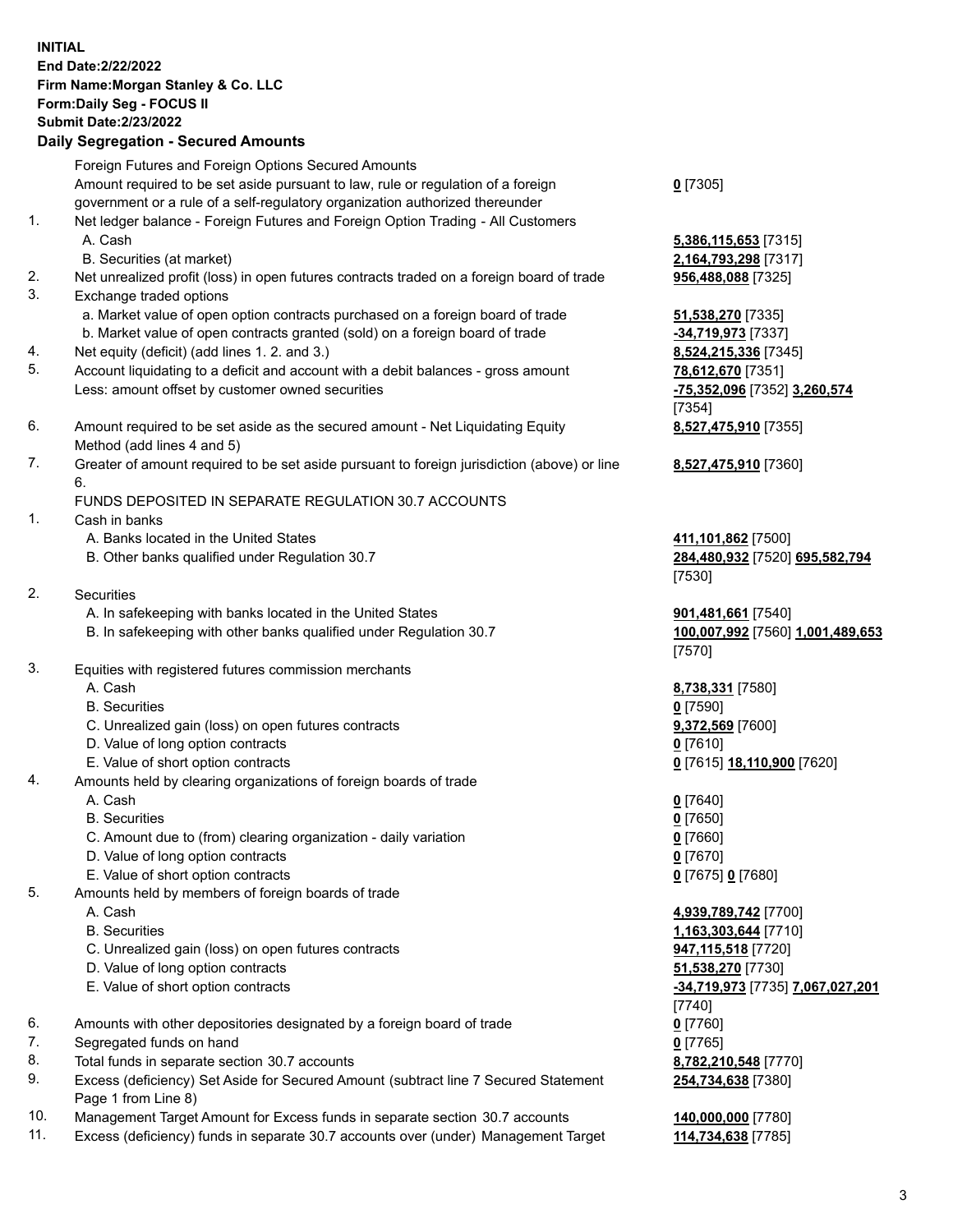**INITIAL**
**End Date:2/22/2022**
**Firm Name:Morgan Stanley & Co. LLC**
**Form:Daily Seg - FOCUS II**
**Submit Date:2/23/2022**

## Daily Segregation - Secured Amounts

| | | |
|---|---|---|
| | Foreign Futures and Foreign Options Secured Amounts | |
| | Amount required to be set aside pursuant to law, rule or regulation of a foreign government or a rule of a self-regulatory organization authorized thereunder | **0** [7305] |
| 1. | Net ledger balance - Foreign Futures and Foreign Option Trading - All Customers | |
| | A. Cash | **5,386,115,653** [7315] |
| | B. Securities (at market) | **2,164,793,298** [7317] |
| 2. | Net unrealized profit (loss) in open futures contracts traded on a foreign board of trade | **956,488,088** [7325] |
| 3. | Exchange traded options | |
| | a. Market value of open option contracts purchased on a foreign board of trade | **51,538,270** [7335] |
| | b. Market value of open contracts granted (sold) on a foreign board of trade | **-34,719,973** [7337] |
| 4. | Net equity (deficit) (add lines 1. 2. and 3.) | **8,524,215,336** [7345] |
| 5. | Account liquidating to a deficit and account with a debit balances - gross amount | **78,612,670** [7351] |
| | Less: amount offset by customer owned securities | **-75,352,096** [7352] **3,260,574** [7354] |
| 6. | Amount required to be set aside as the secured amount - Net Liquidating Equity Method (add lines 4 and 5) | **8,527,475,910** [7355] |
| 7. | Greater of amount required to be set aside pursuant to foreign jurisdiction (above) or line 6. | **8,527,475,910** [7360] |
| | FUNDS DEPOSITED IN SEPARATE REGULATION 30.7 ACCOUNTS | |
| 1. | Cash in banks | |
| | A. Banks located in the United States | **411,101,862** [7500] |
| | B. Other banks qualified under Regulation 30.7 | **284,480,932** [7520] **695,582,794** [7530] |
| 2. | Securities | |
| | A. In safekeeping with banks located in the United States | **901,481,661** [7540] |
| | B. In safekeeping with other banks qualified under Regulation 30.7 | **100,007,992** [7560] **1,001,489,653** [7570] |
| 3. | Equities with registered futures commission merchants | |
| | A. Cash | **8,738,331** [7580] |
| | B. Securities | **0** [7590] |
| | C. Unrealized gain (loss) on open futures contracts | **9,372,569** [7600] |
| | D. Value of long option contracts | **0** [7610] |
| | E. Value of short option contracts | **0** [7615] **18,110,900** [7620] |
| 4. | Amounts held by clearing organizations of foreign boards of trade | |
| | A. Cash | **0** [7640] |
| | B. Securities | **0** [7650] |
| | C. Amount due to (from) clearing organization - daily variation | **0** [7660] |
| | D. Value of long option contracts | **0** [7670] |
| | E. Value of short option contracts | **0** [7675] **0** [7680] |
| 5. | Amounts held by members of foreign boards of trade | |
| | A. Cash | **4,939,789,742** [7700] |
| | B. Securities | **1,163,303,644** [7710] |
| | C. Unrealized gain (loss) on open futures contracts | **947,115,518** [7720] |
| | D. Value of long option contracts | **51,538,270** [7730] |
| | E. Value of short option contracts | **-34,719,973** [7735] **7,067,027,201** [7740] |
| 6. | Amounts with other depositories designated by a foreign board of trade | **0** [7760] |
| 7. | Segregated funds on hand | **0** [7765] |
| 8. | Total funds in separate section 30.7 accounts | **8,782,210,548** [7770] |
| 9. | Excess (deficiency) Set Aside for Secured Amount (subtract line 7 Secured Statement Page 1 from Line 8) | **254,734,638** [7380] |
| 10. | Management Target Amount for Excess funds in separate section 30.7 accounts | **140,000,000** [7780] |
| 11. | Excess (deficiency) funds in separate 30.7 accounts over (under) Management Target | **114,734,638** [7785] |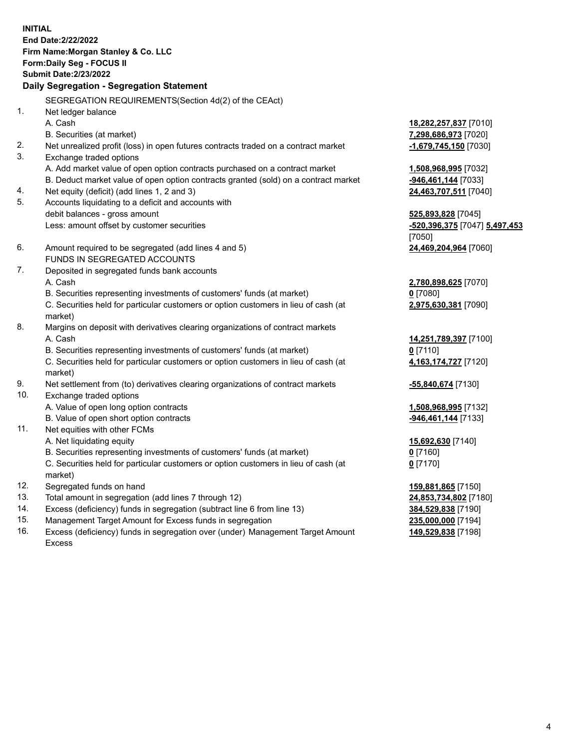**INITIAL**
**End Date:2/22/2022**
**Firm Name:Morgan Stanley & Co. LLC**
**Form:Daily Seg - FOCUS II**
**Submit Date:2/23/2022**

## Daily Segregation - Segregation Statement

| | | |
|---|---|---|
| | SEGREGATION REQUIREMENTS(Section 4d(2) of the CEAct) | |
| 1. | Net ledger balance | |
| | A. Cash | **18,282,257,837** [7010] |
| | B. Securities (at market) | **7,298,686,973** [7020] |
| 2. | Net unrealized profit (loss) in open futures contracts traded on a contract market | **-1,679,745,150** [7030] |
| 3. | Exchange traded options | |
| | A. Add market value of open option contracts purchased on a contract market | **1,508,968,995** [7032] |
| | B. Deduct market value of open option contracts granted (sold) on a contract market | **-946,461,144** [7033] |
| 4. | Net equity (deficit) (add lines 1, 2 and 3) | **24,463,707,511** [7040] |
| 5. | Accounts liquidating to a deficit and accounts with debit balances - gross amount | **525,893,828** [7045] |
| | Less: amount offset by customer securities | **-520,396,375** [7047] **5,497,453** [7050] |
| 6. | Amount required to be segregated (add lines 4 and 5) | **24,469,204,964** [7060] |
| | FUNDS IN SEGREGATED ACCOUNTS | |
| 7. | Deposited in segregated funds bank accounts | |
| | A. Cash | **2,780,898,625** [7070] |
| | B. Securities representing investments of customers' funds (at market) | **0** [7080] |
| | C. Securities held for particular customers or option customers in lieu of cash (at market) | **2,975,630,381** [7090] |
| 8. | Margins on deposit with derivatives clearing organizations of contract markets | |
| | A. Cash | **14,251,789,397** [7100] |
| | B. Securities representing investments of customers' funds (at market) | **0** [7110] |
| | C. Securities held for particular customers or option customers in lieu of cash (at market) | **4,163,174,727** [7120] |
| 9. | Net settlement from (to) derivatives clearing organizations of contract markets | **-55,840,674** [7130] |
| 10. | Exchange traded options | |
| | A. Value of open long option contracts | **1,508,968,995** [7132] |
| | B. Value of open short option contracts | **-946,461,144** [7133] |
| 11. | Net equities with other FCMs | |
| | A. Net liquidating equity | **15,692,630** [7140] |
| | B. Securities representing investments of customers' funds (at market) | **0** [7160] |
| | C. Securities held for particular customers or option customers in lieu of cash (at market) | **0** [7170] |
| 12. | Segregated funds on hand | **159,881,865** [7150] |
| 13. | Total amount in segregation (add lines 7 through 12) | **24,853,734,802** [7180] |
| 14. | Excess (deficiency) funds in segregation (subtract line 6 from line 13) | **384,529,838** [7190] |
| 15. | Management Target Amount for Excess funds in segregation | **235,000,000** [7194] |
| 16. | Excess (deficiency) funds in segregation over (under) Management Target Amount Excess | **149,529,838** [7198] |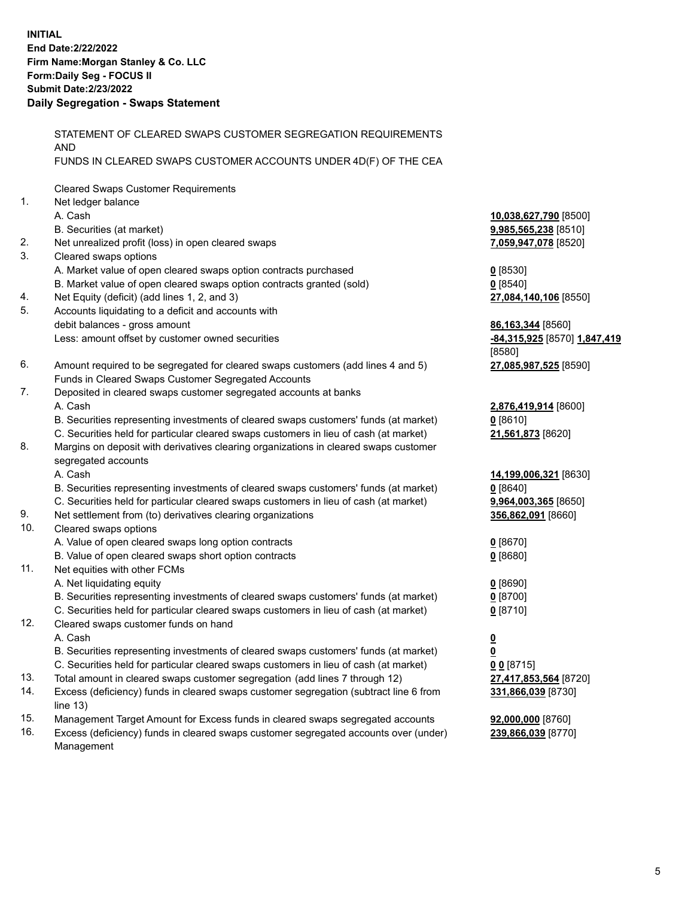**INITIAL**
**End Date:2/22/2022**
**Firm Name:Morgan Stanley & Co. LLC**
**Form:Daily Seg - FOCUS II**
**Submit Date:2/23/2022**
**Daily Segregation - Swaps Statement**

STATEMENT OF CLEARED SWAPS CUSTOMER SEGREGATION REQUIREMENTS AND
FUNDS IN CLEARED SWAPS CUSTOMER ACCOUNTS UNDER 4D(F) OF THE CEA

| | | |
|---|---|---|
| | Cleared Swaps Customer Requirements | |
| 1. | Net ledger balance | |
| | A. Cash | **10,038,627,790** [8500] |
| | B. Securities (at market) | **9,985,565,238** [8510] |
| 2. | Net unrealized profit (loss) in open cleared swaps | **7,059,947,078** [8520] |
| 3. | Cleared swaps options | |
| | A. Market value of open cleared swaps option contracts purchased | **0** [8530] |
| | B. Market value of open cleared swaps option contracts granted (sold) | **0** [8540] |
| 4. | Net Equity (deficit) (add lines 1, 2, and 3) | **27,084,140,106** [8550] |
| 5. | Accounts liquidating to a deficit and accounts with debit balances - gross amount | **86,163,344** [8560] |
| | Less: amount offset by customer owned securities | **-84,315,925** [8570] **1,847,419** [8580] |
| 6. | Amount required to be segregated for cleared swaps customers (add lines 4 and 5) | **27,085,987,525** [8590] |
| | Funds in Cleared Swaps Customer Segregated Accounts | |
| 7. | Deposited in cleared swaps customer segregated accounts at banks | |
| | A. Cash | **2,876,419,914** [8600] |
| | B. Securities representing investments of cleared swaps customers' funds (at market) | **0** [8610] |
| | C. Securities held for particular cleared swaps customers in lieu of cash (at market) | **21,561,873** [8620] |
| 8. | Margins on deposit with derivatives clearing organizations in cleared swaps customer segregated accounts | |
| | A. Cash | **14,199,006,321** [8630] |
| | B. Securities representing investments of cleared swaps customers' funds (at market) | **0** [8640] |
| | C. Securities held for particular cleared swaps customers in lieu of cash (at market) | **9,964,003,365** [8650] |
| 9. | Net settlement from (to) derivatives clearing organizations | **356,862,091** [8660] |
| 10. | Cleared swaps options | |
| | A. Value of open cleared swaps long option contracts | **0** [8670] |
| | B. Value of open cleared swaps short option contracts | **0** [8680] |
| 11. | Net equities with other FCMs | |
| | A. Net liquidating equity | **0** [8690] |
| | B. Securities representing investments of cleared swaps customers' funds (at market) | **0** [8700] |
| | C. Securities held for particular cleared swaps customers in lieu of cash (at market) | **0** [8710] |
| 12. | Cleared swaps customer funds on hand | |
| | A. Cash | **0** |
| | B. Securities representing investments of cleared swaps customers' funds (at market) | **0** |
| | C. Securities held for particular cleared swaps customers in lieu of cash (at market) | **0** **0** [8715] |
| 13. | Total amount in cleared swaps customer segregation (add lines 7 through 12) | **27,417,853,564** [8720] |
| 14. | Excess (deficiency) funds in cleared swaps customer segregation (subtract line 6 from line 13) | **331,866,039** [8730] |
| 15. | Management Target Amount for Excess funds in cleared swaps segregated accounts | **92,000,000** [8760] |
| 16. | Excess (deficiency) funds in cleared swaps customer segregated accounts over (under) Management | **239,866,039** [8770] |